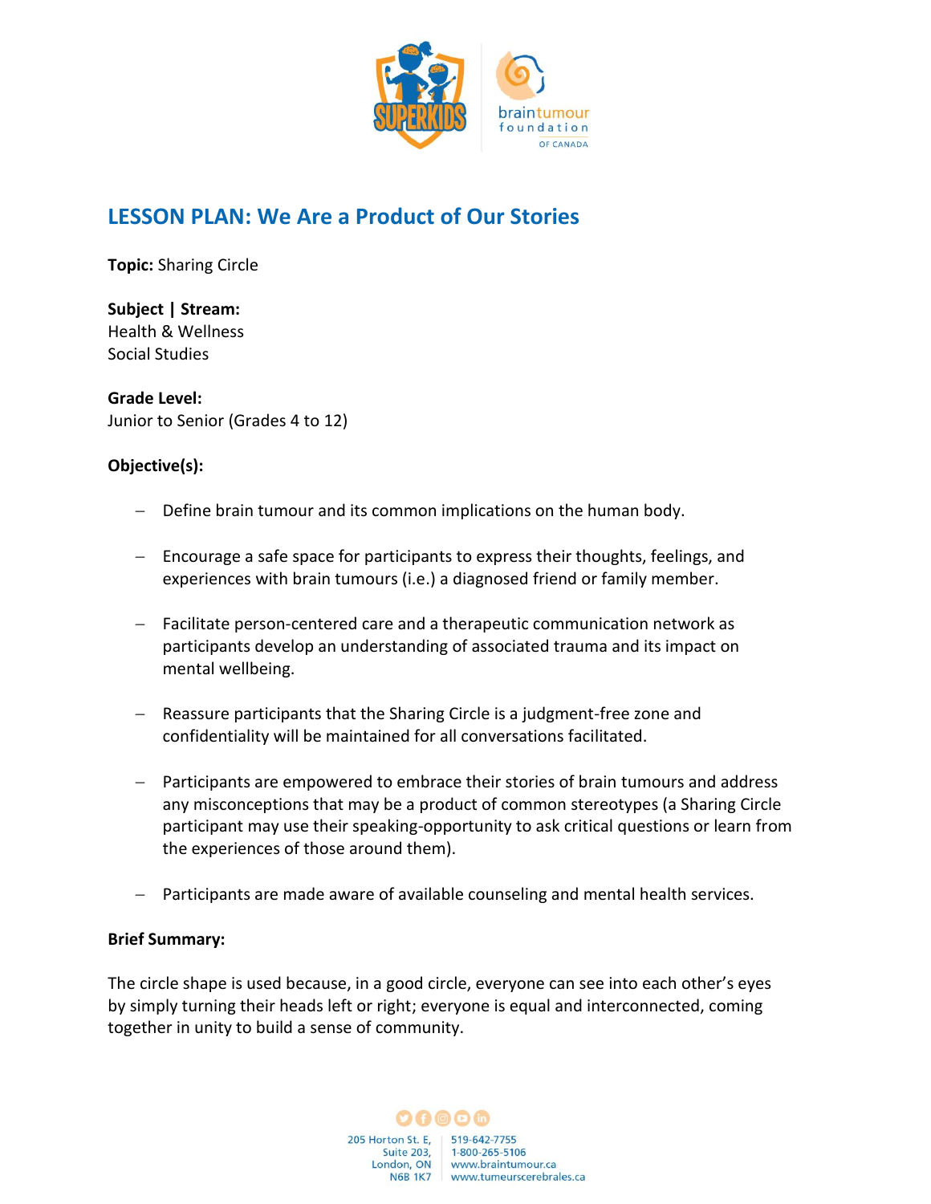# LESSON PLAN: We Are a Product of Our Stories

**Topic:** Sharing Circle

**Subject | Stream:**
Health & Wellness
Social Studies

**Grade Level:**
Junior to Senior (Grades 4 to 12)

**Objective(s):**

- Define brain tumour and its common implications on the human body.
- Encourage a safe space for participants to express their thoughts, feelings, and experiences with brain tumours (i.e.) a diagnosed friend or family member.
- Facilitate person-centered care and a therapeutic communication network as participants develop an understanding of associated trauma and its impact on mental wellbeing.
- Reassure participants that the Sharing Circle is a judgment-free zone and confidentiality will be maintained for all conversations facilitated.
- Participants are empowered to embrace their stories of brain tumours and address any misconceptions that may be a product of common stereotypes (a Sharing Circle participant may use their speaking-opportunity to ask critical questions or learn from the experiences of those around them).
- Participants are made aware of available counseling and mental health services.

**Brief Summary:**

The circle shape is used because, in a good circle, everyone can see into each other's eyes by simply turning their heads left or right; everyone is equal and interconnected, coming together in unity to build a sense of community.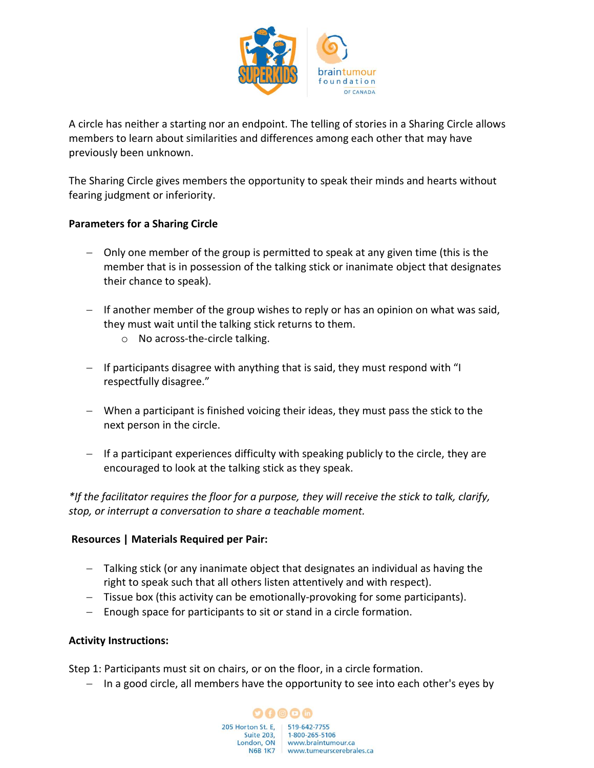A circle has neither a starting nor an endpoint. The telling of stories in a Sharing Circle allows members to learn about similarities and differences among each other that may have previously been unknown.

The Sharing Circle gives members the opportunity to speak their minds and hearts without fearing judgment or inferiority.

**Parameters for a Sharing Circle**

- Only one member of the group is permitted to speak at any given time (this is the member that is in possession of the talking stick or inanimate object that designates their chance to speak).

- If another member of the group wishes to reply or has an opinion on what was said, they must wait until the talking stick returns to them.
    - No across-the-circle talking.

- If participants disagree with anything that is said, they must respond with "I respectfully disagree."

- When a participant is finished voicing their ideas, they must pass the stick to the next person in the circle.

- If a participant experiences difficulty with speaking publicly to the circle, they are encouraged to look at the talking stick as they speak.

*\*If the facilitator requires the floor for a purpose, they will receive the stick to talk, clarify, stop, or interrupt a conversation to share a teachable moment.*

**Resources | Materials Required per Pair:**

- Talking stick (or any inanimate object that designates an individual as having the right to speak such that all others listen attentively and with respect).
- Tissue box (this activity can be emotionally-provoking for some participants).
- Enough space for participants to sit or stand in a circle formation.

**Activity Instructions:**

Step 1: Participants must sit on chairs, or on the floor, in a circle formation.

- In a good circle, all members have the opportunity to see into each other's eyes by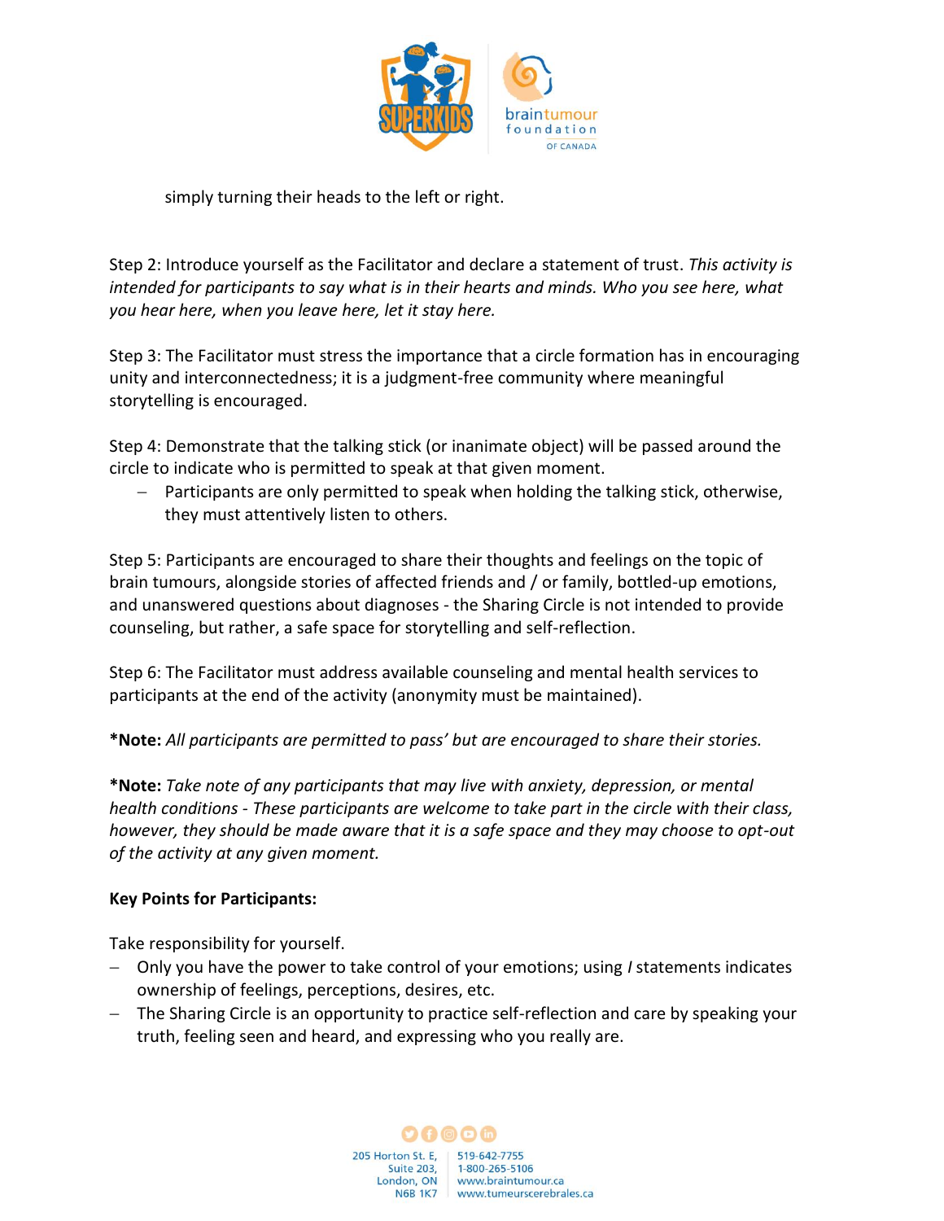simply turning their heads to the left or right.

Step 2: Introduce yourself as the Facilitator and declare a statement of trust. *This activity is intended for participants to say what is in their hearts and minds. Who you see here, what you hear here, when you leave here, let it stay here.*

Step 3: The Facilitator must stress the importance that a circle formation has in encouraging unity and interconnectedness; it is a judgment-free community where meaningful storytelling is encouraged.

Step 4: Demonstrate that the talking stick (or inanimate object) will be passed around the circle to indicate who is permitted to speak at that given moment.

- Participants are only permitted to speak when holding the talking stick, otherwise, they must attentively listen to others.

Step 5: Participants are encouraged to share their thoughts and feelings on the topic of brain tumours, alongside stories of affected friends and / or family, bottled-up emotions, and unanswered questions about diagnoses - the Sharing Circle is not intended to provide counseling, but rather, a safe space for storytelling and self-reflection.

Step 6: The Facilitator must address available counseling and mental health services to participants at the end of the activity (anonymity must be maintained).

***Note:** *All participants are permitted to pass' but are encouraged to share their stories.*

***Note:** *Take note of any participants that may live with anxiety, depression, or mental health conditions - These participants are welcome to take part in the circle with their class, however, they should be made aware that it is a safe space and they may choose to opt-out of the activity at any given moment.*

**Key Points for Participants:**

Take responsibility for yourself.

- Only you have the power to take control of your emotions; using *I* statements indicates ownership of feelings, perceptions, desires, etc.
- The Sharing Circle is an opportunity to practice self-reflection and care by speaking your truth, feeling seen and heard, and expressing who you really are.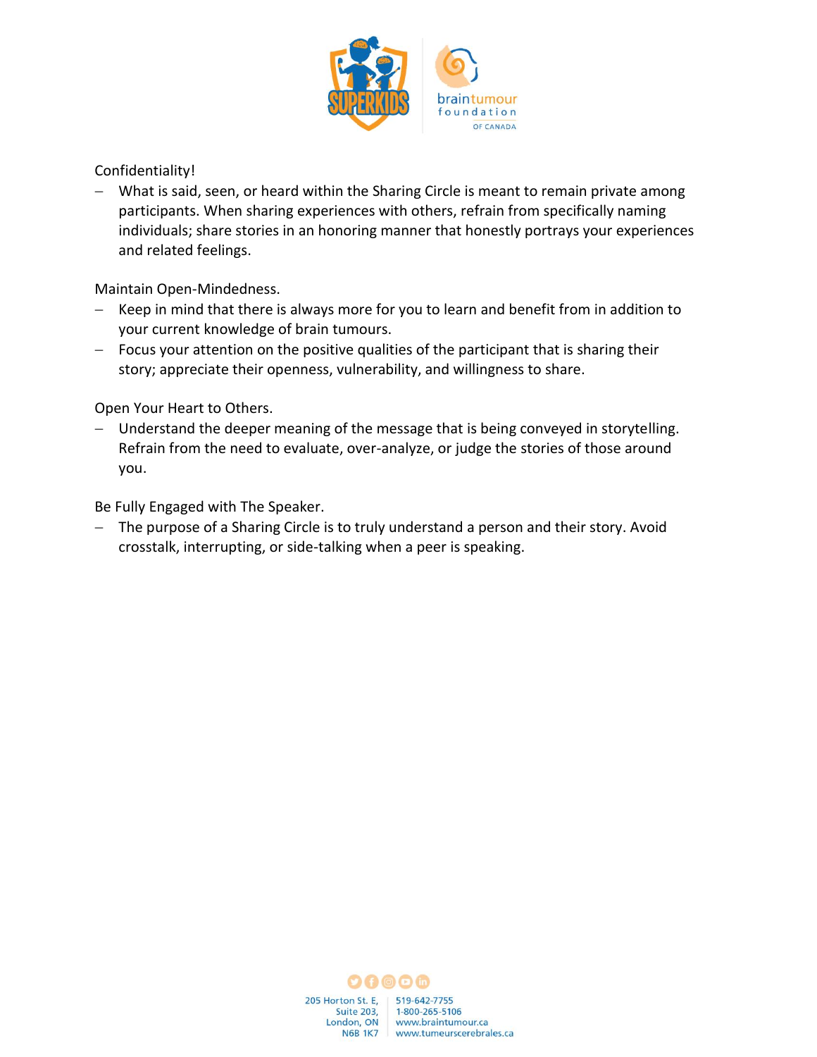Confidentiality!

- What is said, seen, or heard within the Sharing Circle is meant to remain private among participants. When sharing experiences with others, refrain from specifically naming individuals; share stories in an honoring manner that honestly portrays your experiences and related feelings.

Maintain Open-Mindedness.

- Keep in mind that there is always more for you to learn and benefit from in addition to your current knowledge of brain tumours.
- Focus your attention on the positive qualities of the participant that is sharing their story; appreciate their openness, vulnerability, and willingness to share.

Open Your Heart to Others.

- Understand the deeper meaning of the message that is being conveyed in storytelling. Refrain from the need to evaluate, over-analyze, or judge the stories of those around you.

Be Fully Engaged with The Speaker.

- The purpose of a Sharing Circle is to truly understand a person and their story. Avoid crosstalk, interrupting, or side-talking when a peer is speaking.